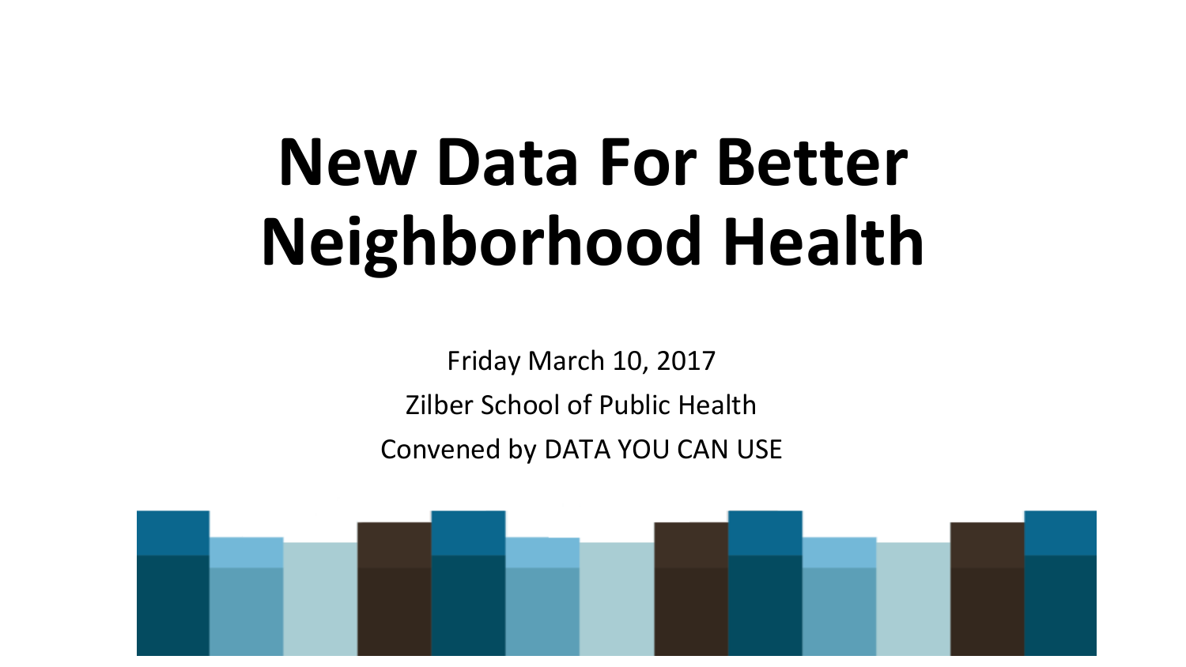# New Data For Better Neighborhood Health

Friday March 10, 2017

Zilber School of Public Health

Convened by DATA YOU CAN USE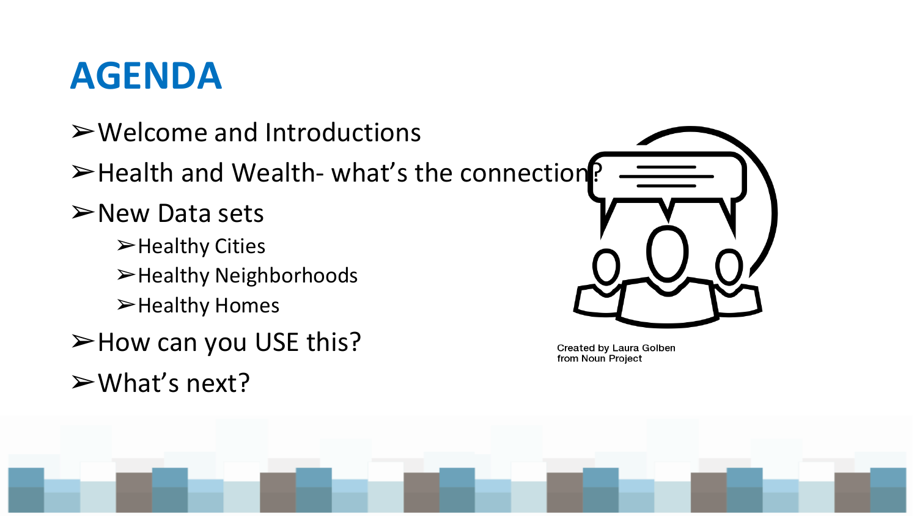# AGENDA

- Welcome and Introductions
- Health and Wealth- what's the connection?
- New Data sets
  - Healthy Cities
  - Healthy Neighborhoods
  - Healthy Homes
- How can you USE this?
- What's next?

Created by Laura Golben from Noun Project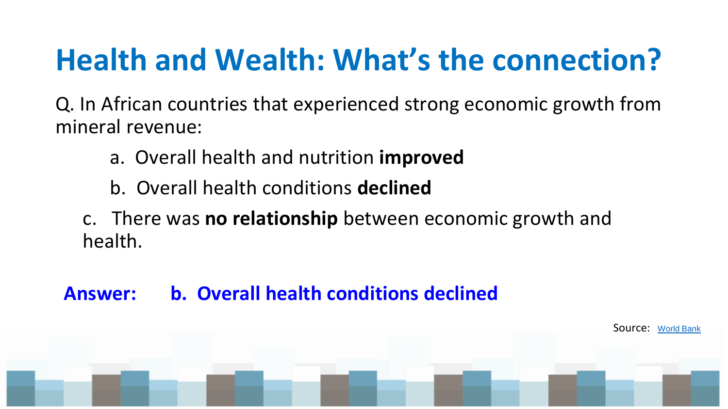# Health and Wealth: What's the connection?

Q. In African countries that experienced strong economic growth from mineral revenue:

a. Overall health and nutrition **improved**

b. Overall health conditions **declined**

c. There was **no relationship** between economic growth and health.

**Answer: b. Overall health conditions declined**

Source: World Bank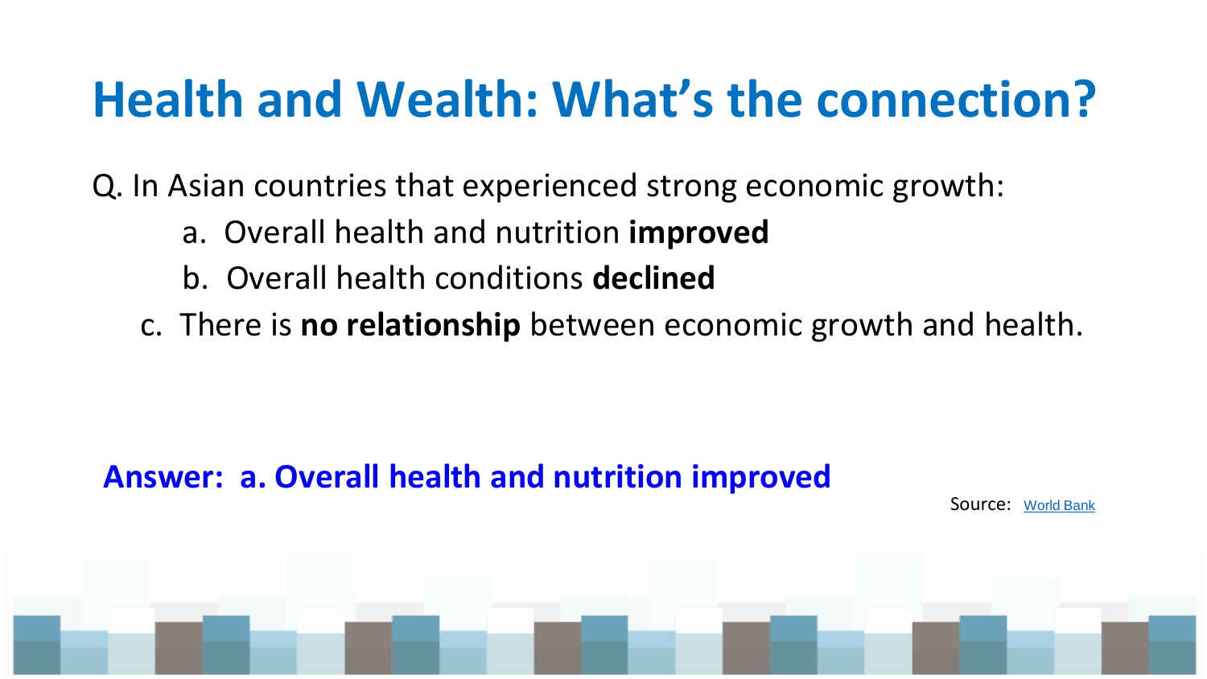# Health and Wealth: What's the connection?

Q. In Asian countries that experienced strong economic growth:

a. Overall health and nutrition **improved**

b. Overall health conditions **declined**

c. There is **no relationship** between economic growth and health.

**Answer: a. Overall health and nutrition improved**

Source: World Bank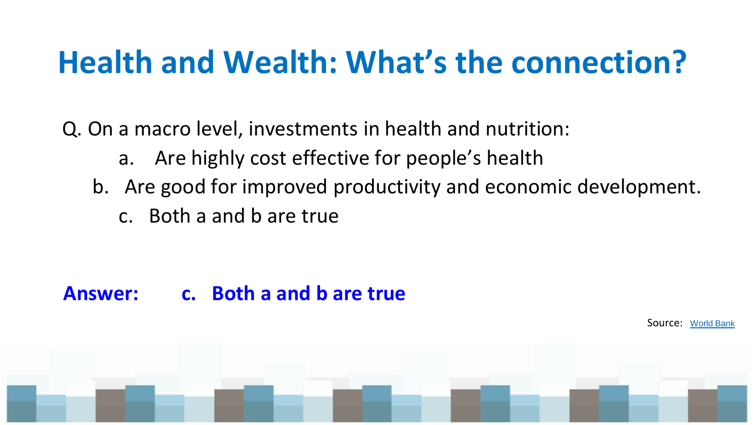# Health and Wealth: What's the connection?

Q. On a macro level, investments in health and nutrition:

a. Are highly cost effective for people's health
b. Are good for improved productivity and economic development.
c. Both a and b are true

**Answer: c. Both a and b are true**

Source: World Bank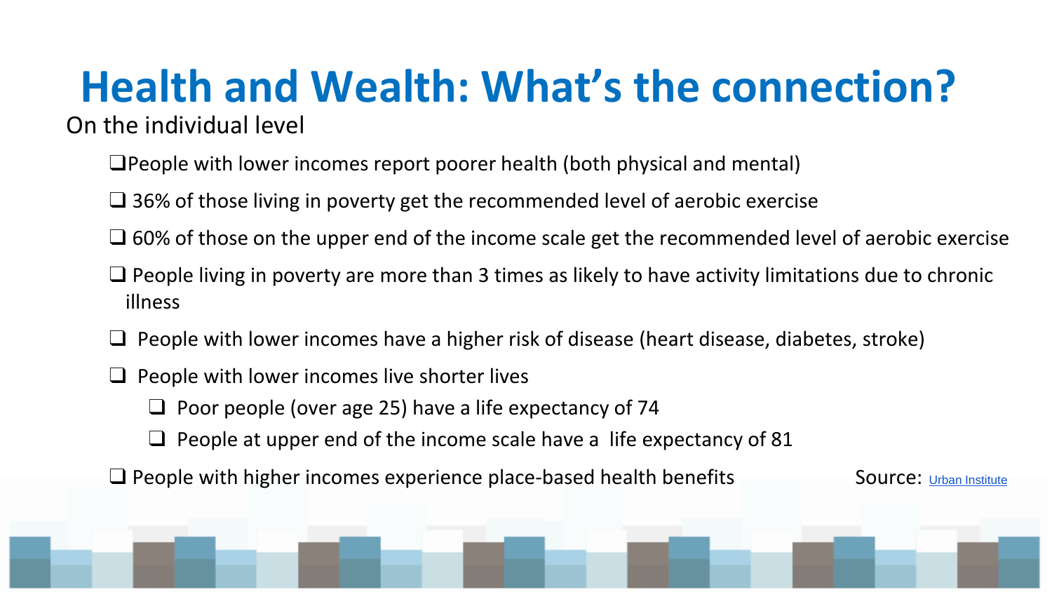# Health and Wealth: What's the connection?

On the individual level

- People with lower incomes report poorer health (both physical and mental)
- 36% of those living in poverty get the recommended level of aerobic exercise
- 60% of those on the upper end of the income scale get the recommended level of aerobic exercise
- People living in poverty are more than 3 times as likely to have activity limitations due to chronic illness
- People with lower incomes have a higher risk of disease (heart disease, diabetes, stroke)
- People with lower incomes live shorter lives
  - Poor people (over age 25) have a life expectancy of 74
  - People at upper end of the income scale have a life expectancy of 81
- People with higher incomes experience place-based health benefits

Source: Urban Institute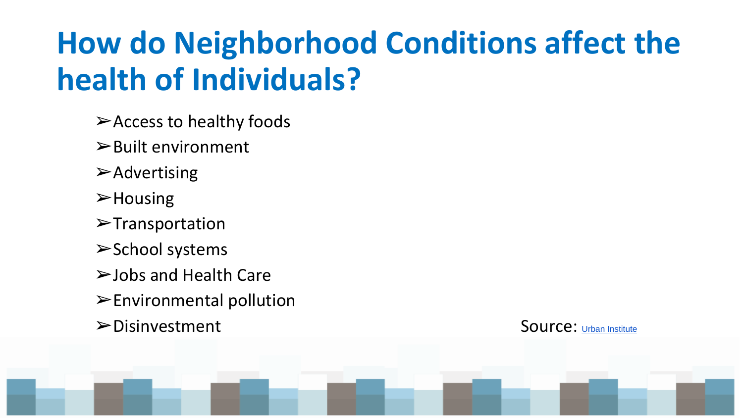# How do Neighborhood Conditions affect the health of Individuals?

- Access to healthy foods
- Built environment
- Advertising
- Housing
- Transportation
- School systems
- Jobs and Health Care
- Environmental pollution
- Disinvestment

Source: Urban Institute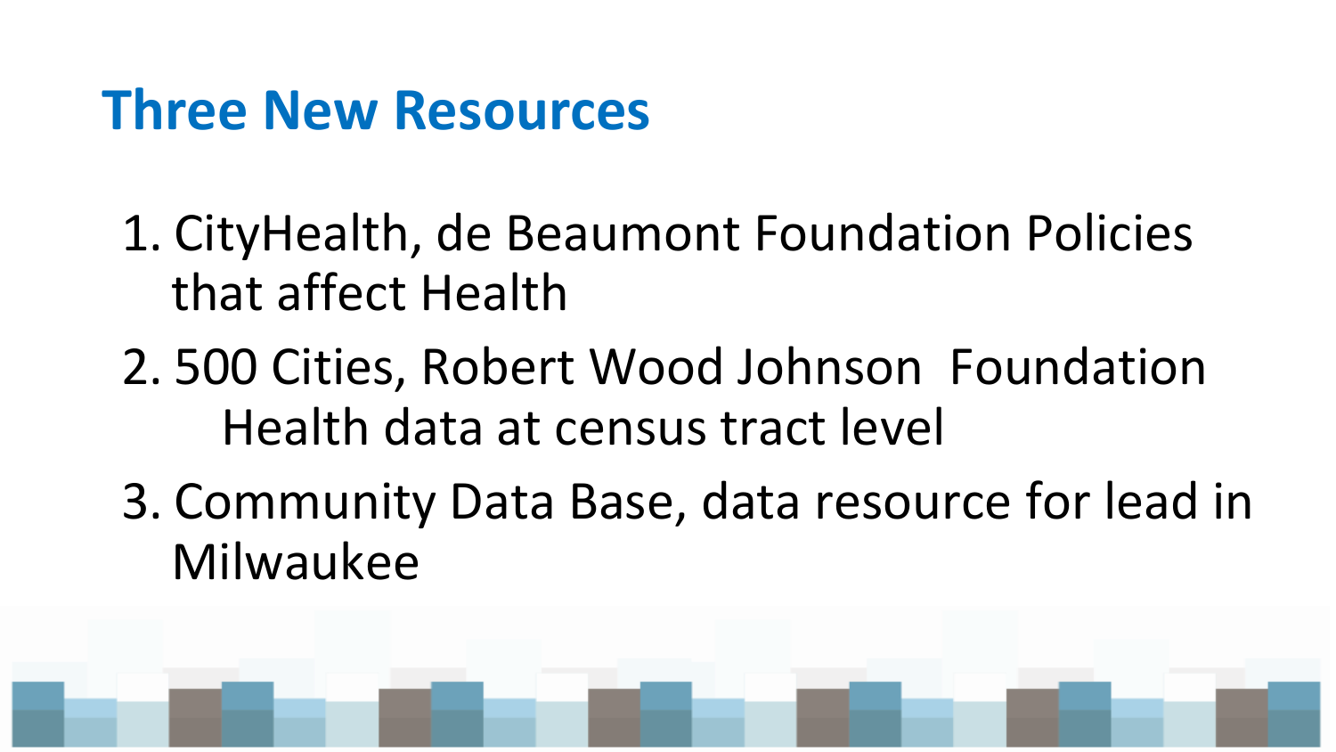# Three New Resources

1. CityHealth, de Beaumont Foundation Policies that affect Health
2. 500 Cities, Robert Wood Johnson Foundation Health data at census tract level
3. Community Data Base, data resource for lead in Milwaukee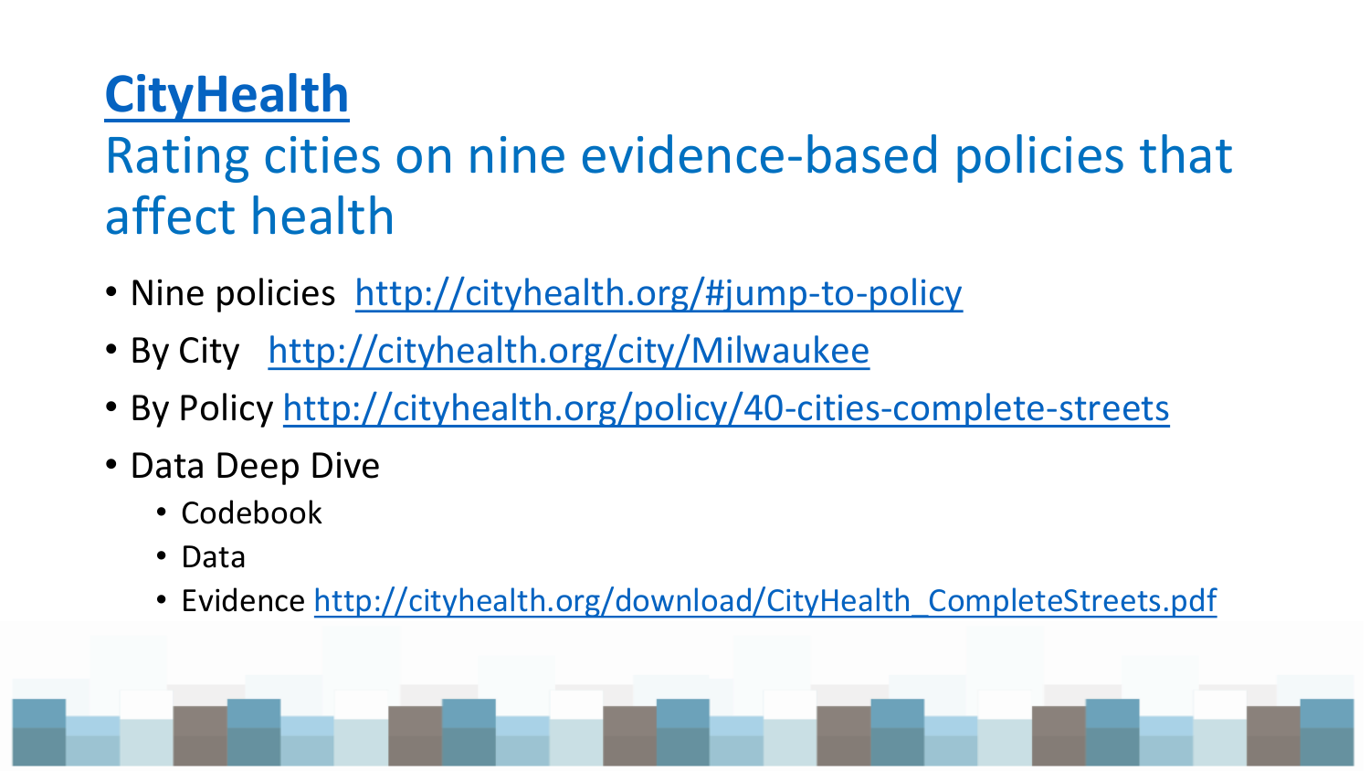# CityHealth

## Rating cities on nine evidence-based policies that affect health

- Nine policies http://cityhealth.org/#jump-to-policy
- By City http://cityhealth.org/city/Milwaukee
- By Policy http://cityhealth.org/policy/40-cities-complete-streets
- Data Deep Dive
  - Codebook
  - Data
  - Evidence http://cityhealth.org/download/CityHealth_CompleteStreets.pdf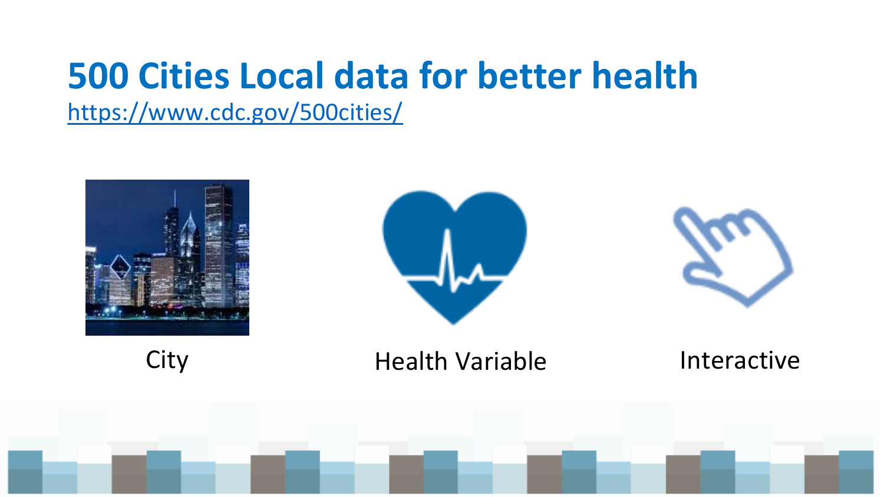# 500 Cities Local data for better health

https://www.cdc.gov/500cities/

City

Health Variable

Interactive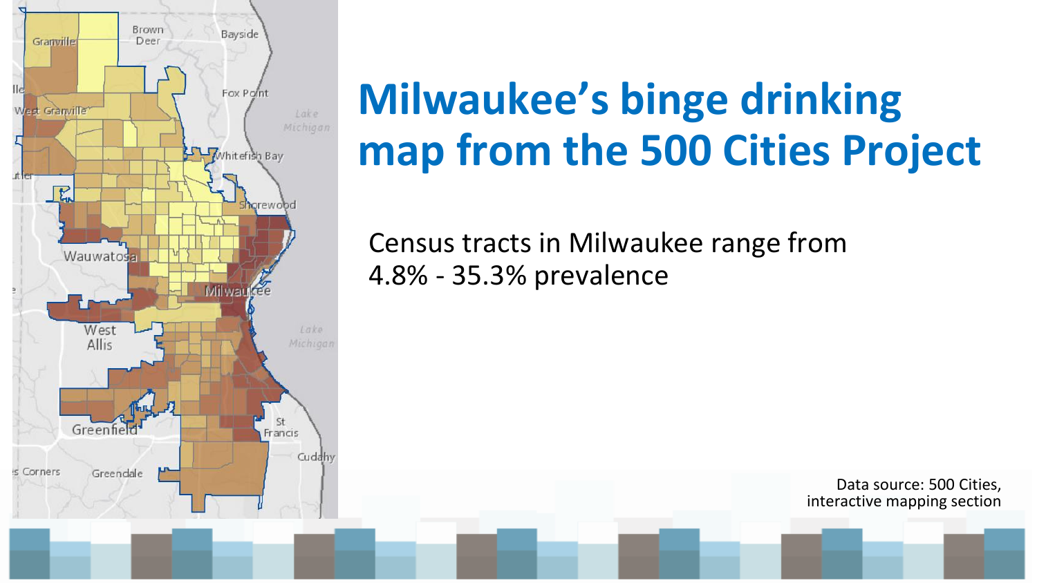# Milwaukee's binge drinking map from the 500 Cities Project

Census tracts in Milwaukee range from 4.8% - 35.3% prevalence

Data source: 500 Cities, interactive mapping section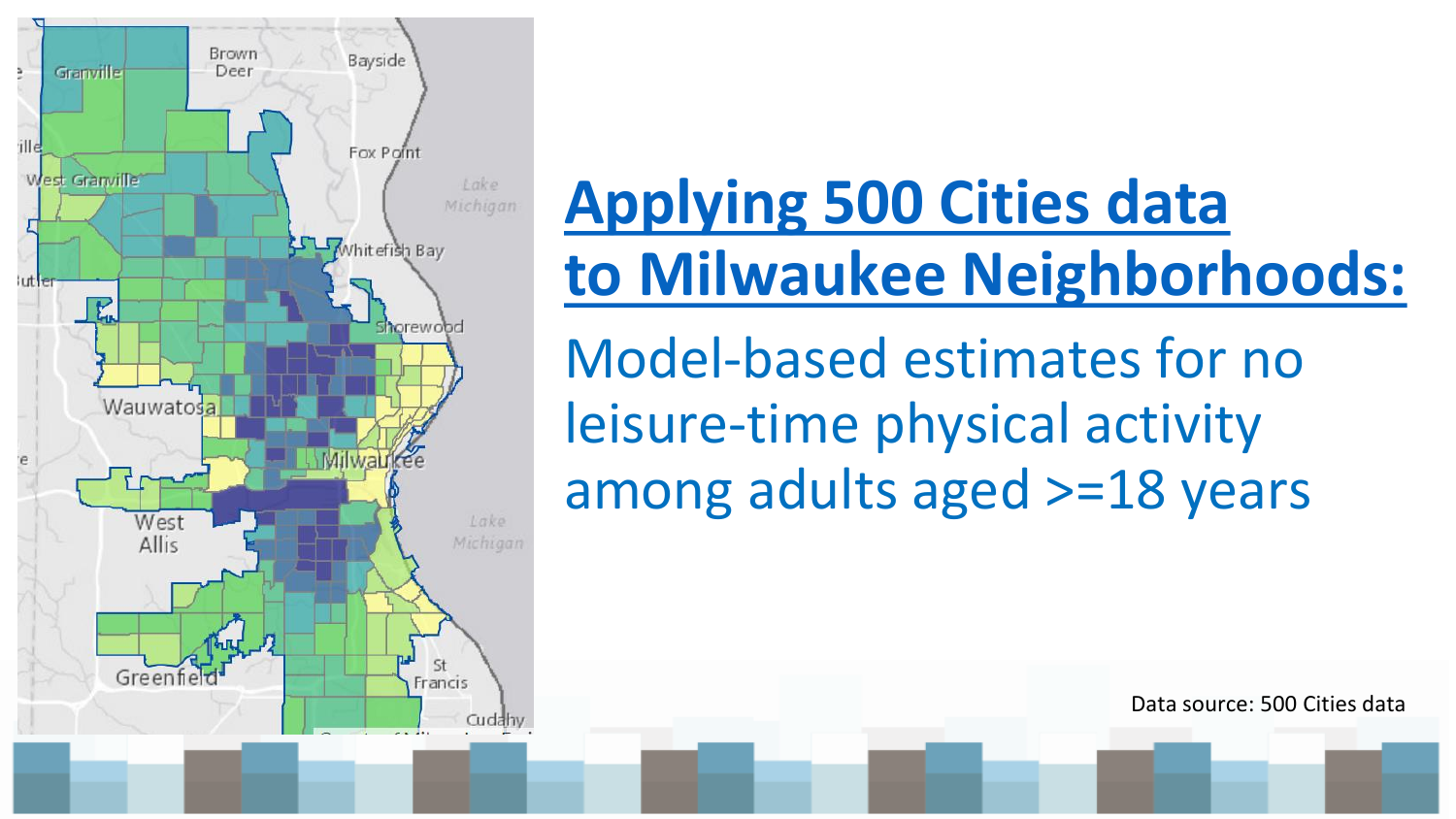# Applying 500 Cities data to Milwaukee Neighborhoods:

## Model-based estimates for no leisure-time physical activity among adults aged >=18 years

Data source: 500 Cities data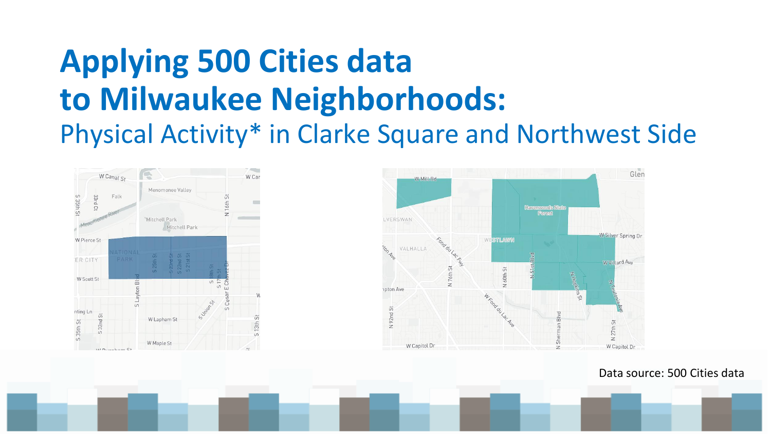# Applying 500 Cities data to Milwaukee Neighborhoods:

## Physical Activity* in Clarke Square and Northwest Side

Data source: 500 Cities data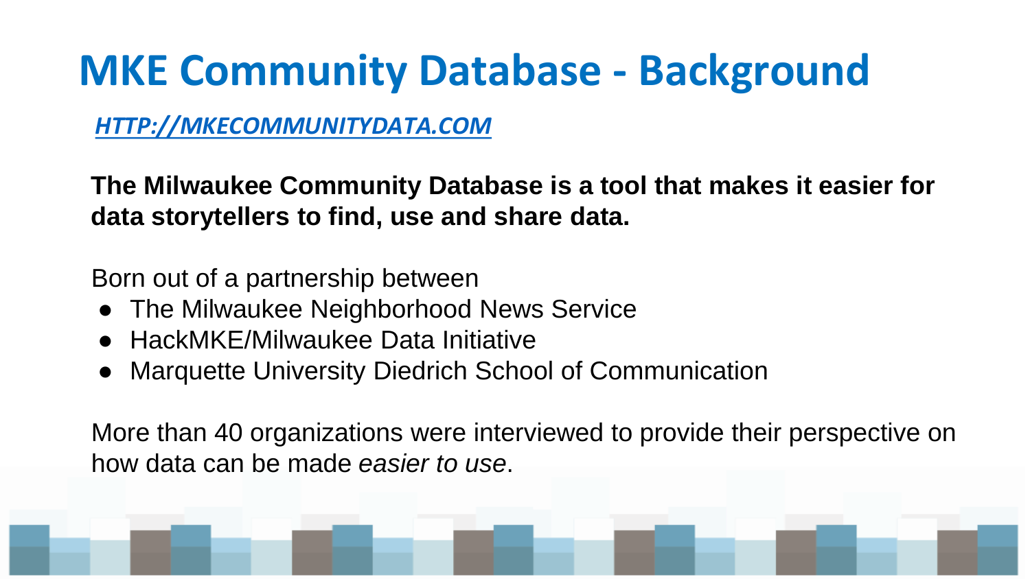# MKE Community Database - Background

***HTTP://MKECOMMUNITYDATA.COM***

**The Milwaukee Community Database is a tool that makes it easier for data storytellers to find, use and share data.**

Born out of a partnership between

- The Milwaukee Neighborhood News Service
- HackMKE/Milwaukee Data Initiative
- Marquette University Diedrich School of Communication

More than 40 organizations were interviewed to provide their perspective on how data can be made *easier to use*.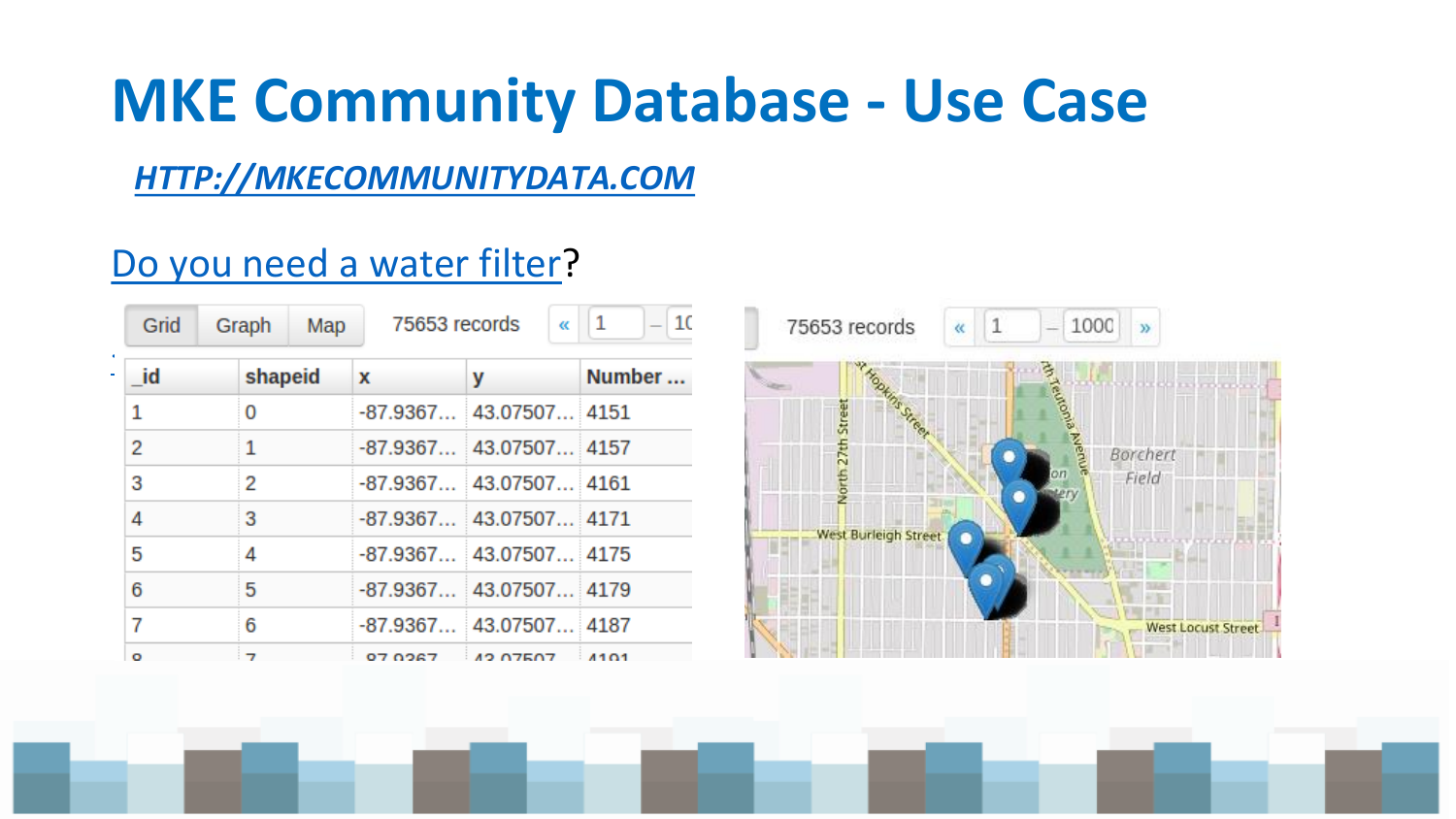# MKE Community Database - Use Case

***HTTP://MKECOMMUNITYDATA.COM***

Do you need a water filter?

Grid | Graph | Map    75653 records

| _id | shapeid | x | y | Number ... |
|---|---|---|---|---|
| 1 | 0 | -87.9367... | 43.07507... | 4151 |
| 2 | 1 | -87.9367... | 43.07507... | 4157 |
| 3 | 2 | -87.9367... | 43.07507... | 4161 |
| 4 | 3 | -87.9367... | 43.07507... | 4171 |
| 5 | 4 | -87.9367... | 43.07507... | 4175 |
| 6 | 5 | -87.9367... | 43.07507... | 4179 |
| 7 | 6 | -87.9367... | 43.07507... | 4187 |
| 8 | 7 | -87.9367... | 43.07507... | 4191 |

75653 records « 1 – 1000 »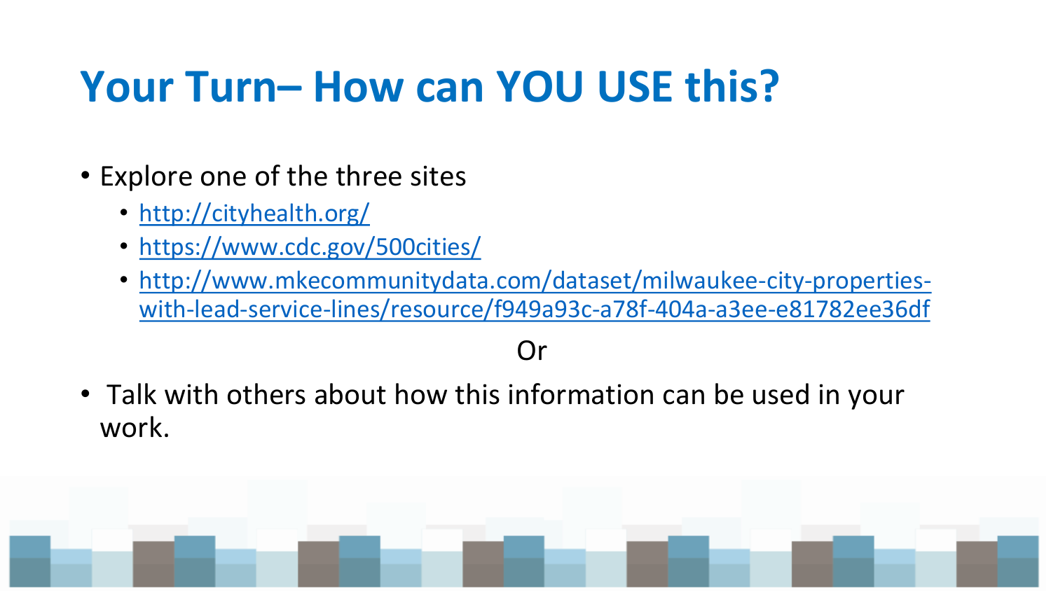# Your Turn– How can YOU USE this?

- Explore one of the three sites
  - http://cityhealth.org/
  - https://www.cdc.gov/500cities/
  - http://www.mkecommunitydata.com/dataset/milwaukee-city-properties-with-lead-service-lines/resource/f949a93c-a78f-404a-a3ee-e81782ee36df

Or

- Talk with others about how this information can be used in your work.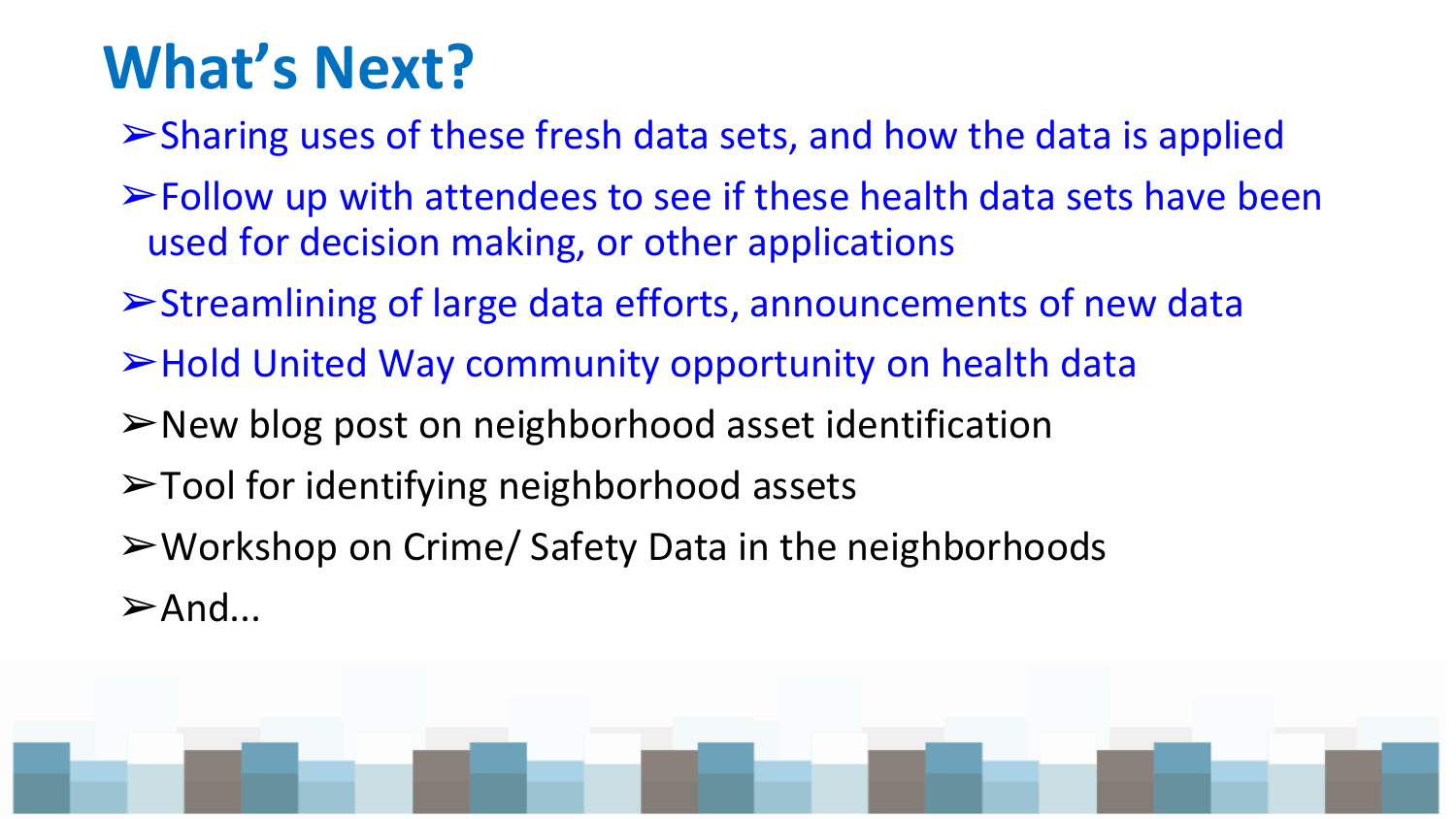# What's Next?

- Sharing uses of these fresh data sets, and how the data is applied
- Follow up with attendees to see if these health data sets have been used for decision making, or other applications
- Streamlining of large data efforts, announcements of new data
- Hold United Way community opportunity on health data
- New blog post on neighborhood asset identification
- Tool for identifying neighborhood assets
- Workshop on Crime/ Safety Data in the neighborhoods
- And...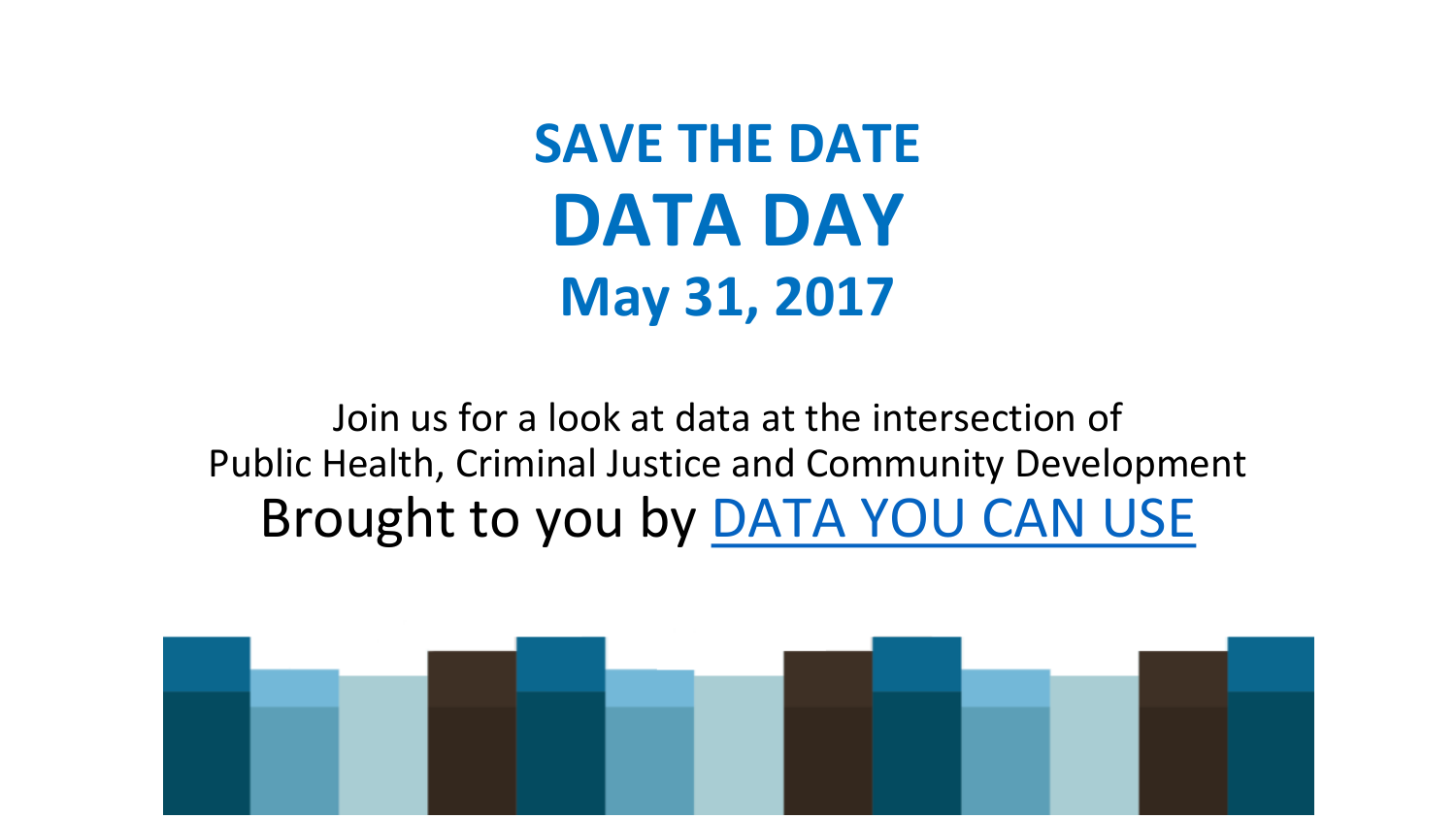# SAVE THE DATE

# DATA DAY

## May 31, 2017

Join us for a look at data at the intersection of
Public Health, Criminal Justice and Community Development

Brought to you by DATA YOU CAN USE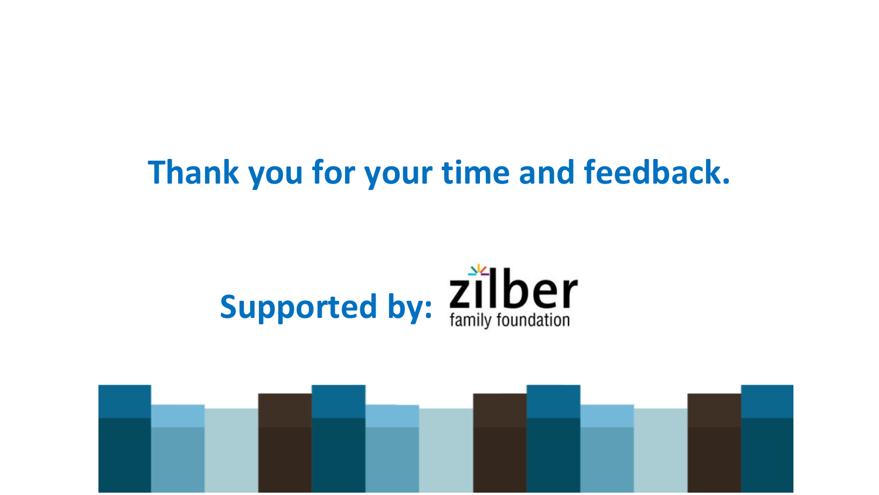**Thank you for your time and feedback.**

**Supported by:** zilber family foundation